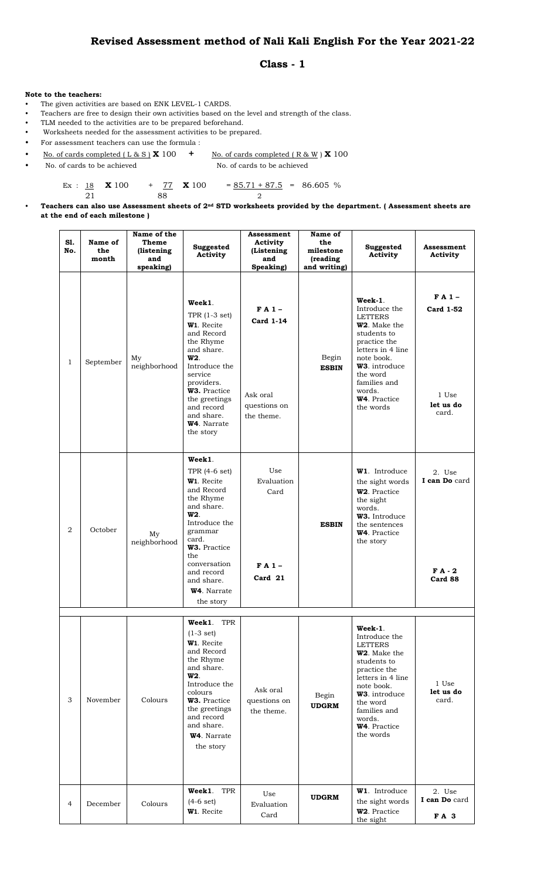# Revised Assessment method of Nali Kali English For the Year 2021-22

## Class - 1

**Note to the teachers:**

- The given activities are based on ENK LEVEL-1 CARDS.
- Teachers are free to design their own activities based on the level and strength of the class.
- TLM needed to the activities are to be prepared beforehand.
- Worksheets needed for the assessment activities to be prepared.
- For assessment teachers can use the formula :

$$\frac{\text{No. of cards completed ( L \& S )}}{\text{No. of cards to be achieved}} \times 100 + \frac{\text{No. of cards completed ( R \& W )}}{\text{No. of cards to be achieved}} \times 100$$

$$\text{Ex : } \frac{18}{21} \times 100 + \frac{77}{88} \times 100 = \frac{85.71 + 87.5}{2} = 86.605\ \%$$

- **Teachers can also use Assessment sheets of 2nd STD worksheets provided by the department. ( Assessment sheets are at the end of each milestone )**

| Sl. No. | Name of the month | Name of the Theme (listening and speaking) | Suggested Activity | Assessment Activity (Listening and Speaking) | Name of the milestone (reading and writing) | Suggested Activity | Assessment Activity |
|---|---|---|---|---|---|---|---|
| 1 | September | My neighborhood | **Week1**. TPR (1-3 set) **W1**. Recite and Record the Rhyme and share. **W2**. Introduce the service providers. **W3.** Practice the greetings and record and share. **W4**. Narrate the story | **F A 1 – Card 1-14** Ask oral questions on the theme. | Begin **ESBIN** | **Week-1**. Introduce the LETTERS **W2**. Make the students to practice the letters in 4 line note book. **W3**. introduce the word families and words. **W4**. Practice the words | **F A 1 – Card 1-52** 1 Use **let us do** card. |
| 2 | October | My neighborhood | **Week1**. TPR (4-6 set) **W1**. Recite and Record the Rhyme and share. **W2**. Introduce the grammar card. **W3.** Practice the conversation and record and share. **W4**. Narrate the story | Use Evaluation Card **F A 1 – Card 21** | **ESBIN** | **W1**. Introduce the sight words **W2**. Practice the sight words. **W3.** Introduce the sentences **W4**. Practice the story | 2. Use **I can Do** card **F A - 2 Card 88** |
| 3 | November | Colours | **Week1**. TPR (1-3 set) **W1**. Recite and Record the Rhyme and share. **W2**. Introduce the colours **W3.** Practice the greetings and record and share. **W4**. Narrate the story | Ask oral questions on the theme. | Begin **UDGRM** | **Week-1**. Introduce the LETTERS **W2**. Make the students to practice the letters in 4 line note book. **W3**. introduce the word families and words. **W4**. Practice the words | 1 Use **let us do** card. |
| 4 | December | Colours | **Week1**. TPR (4-6 set) **W1**. Recite | Use Evaluation Card | **UDGRM** | **W1**. Introduce the sight words **W2**. Practice the sight | 2. Use **I can Do** card **F A 3** |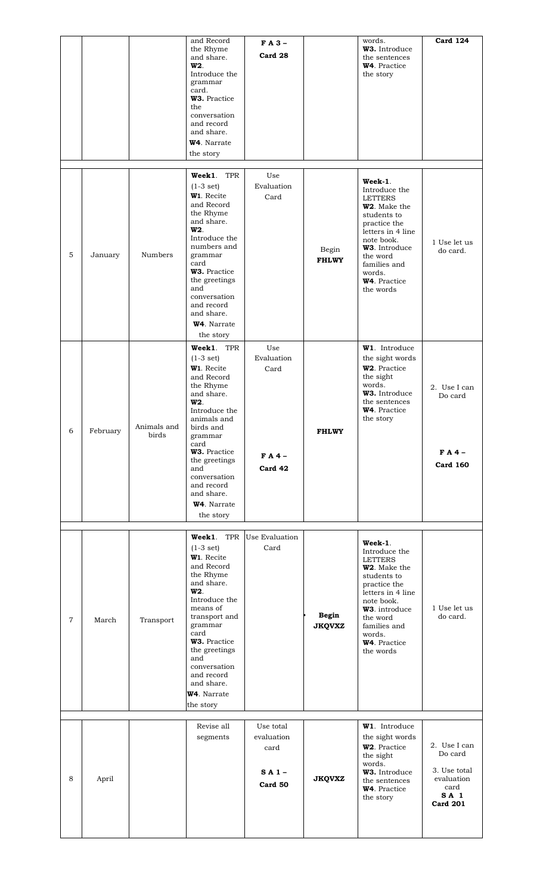| | | | | | | | |
|---|---|---|---|---|---|---|---|
| | | | and Record the Rhyme and share. **W2**. Introduce the grammar card. **W3.** Practice the conversation and record and share. **W4**. Narrate the story | **F A 3 – Card 28** | | words. **W3.** Introduce the sentences **W4**. Practice the story | **Card 124** |
| 5 | January | Numbers | **Week1**. TPR (1-3 set) **W1**. Recite and Record the Rhyme and share. **W2**. Introduce the numbers and grammar card **W3.** Practice the greetings and conversation and record and share. **W4**. Narrate the story | Use Evaluation Card | Begin **FHLWY** | **Week-1**. Introduce the LETTERS **W2**. Make the students to practice the letters in 4 line note book. **W3**. Introduce the word families and words. **W4**. Practice the words | 1 Use let us do card. |
| 6 | February | Animals and birds | **Week1**. TPR (1-3 set) **W1**. Recite and Record the Rhyme and share. **W2**. Introduce the animals and birds and grammar card **W3.** Practice the greetings and conversation and record and share. **W4**. Narrate the story | Use Evaluation Card **F A 4 – Card 42** | **FHLWY** | **W1**. Introduce the sight words **W2**. Practice the sight words. **W3.** Introduce the sentences **W4**. Practice the story | 2. Use I can Do card **F A 4 – Card 160** |
| 7 | March | Transport | **Week1**. TPR (1-3 set) **W1**. Recite and Record the Rhyme and share. **W2**. Introduce the means of transport and grammar card **W3.** Practice the greetings and conversation and record and share. **W4**. Narrate the story | Use Evaluation Card | **Begin JKQVXZ** | **Week-1**. Introduce the LETTERS **W2**. Make the students to practice the letters in 4 line note book. **W3**. introduce the word families and words. **W4**. Practice the words | 1 Use let us do card. |
| 8 | April | | Revise all segments | Use total evaluation card **S A 1 – Card 50** | **JKQVXZ** | **W1**. Introduce the sight words **W2**. Practice the sight words. **W3.** Introduce the sentences **W4**. Practice the story | 2. Use I can Do card 3. Use total evaluation card **S A 1 Card 201** |